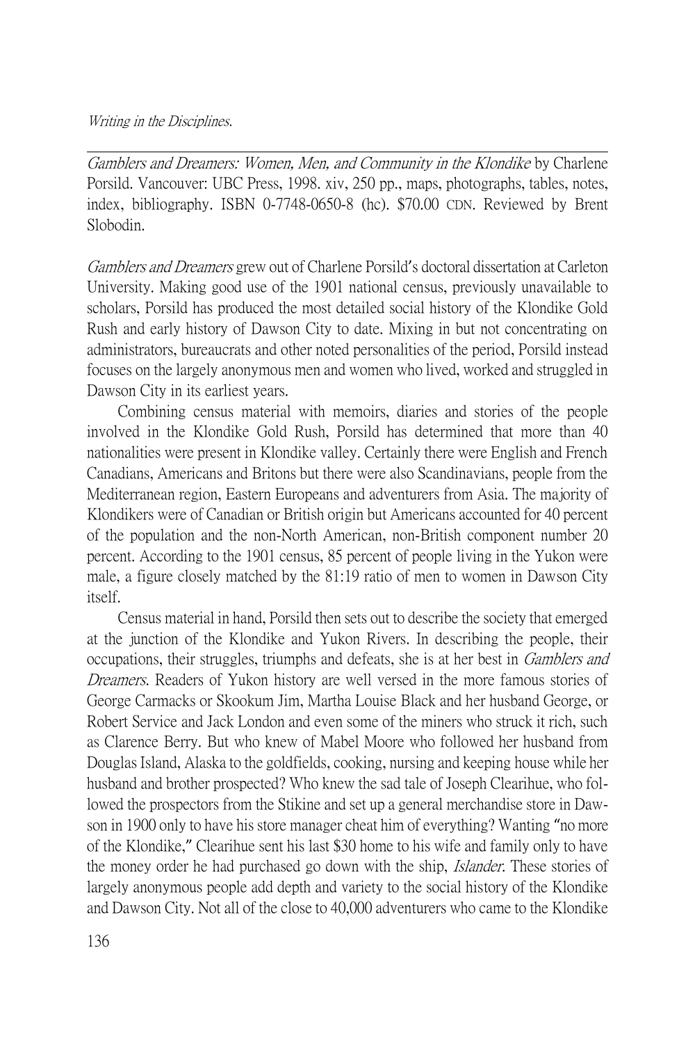*Gamblers and Dreamers: Women, Men, and Community in the Klondike* by Charlene Porsild. Vancouver: UBC Press, 1998. xiv, 250 pp., maps, photographs, tables, notes, index, bibliography. ISBN 0-7748-0650-8 (hc). $70.00 CDN. Reviewed by Brent Slobodin.

*Gamblers and Dreamers* grew out of Charlene Porsild's doctoral dissertation at Carleton University. Making good use of the 1901 national census, previously unavailable to scholars, Porsild has produced the most detailed social history of the Klondike Gold Rush and early history of Dawson City to date. Mixing in but not concentrating on administrators, bureaucrats and other noted personalities of the period, Porsild instead focuses on the largely anonymous men and women who lived, worked and struggled in Dawson City in its earliest years.

Combining census material with memoirs, diaries and stories of the people involved in the Klondike Gold Rush, Porsild has determined that more than 40 nationalities were present in Klondike valley. Certainly there were English and French Canadians, Americans and Britons but there were also Scandinavians, people from the Mediterranean region, Eastern Europeans and adventurers from Asia. The majority of Klondikers were of Canadian or British origin but Americans accounted for 40 percent of the population and the non-North American, non-British component number 20 percent. According to the 1901 census, 85 percent of people living in the Yukon were male, a figure closely matched by the 81:19 ratio of men to women in Dawson City itself.

Census material in hand, Porsild then sets out to describe the society that emerged at the junction of the Klondike and Yukon Rivers. In describing the people, their occupations, their struggles, triumphs and defeats, she is at her best in *Gamblers and Dreamers*. Readers of Yukon history are well versed in the more famous stories of George Carmacks or Skookum Jim, Martha Louise Black and her husband George, or Robert Service and Jack London and even some of the miners who struck it rich, such as Clarence Berry. But who knew of Mabel Moore who followed her husband from Douglas Island, Alaska to the goldfields, cooking, nursing and keeping house while her husband and brother prospected? Who knew the sad tale of Joseph Clearihue, who followed the prospectors from the Stikine and set up a general merchandise store in Dawson in 1900 only to have his store manager cheat him of everything? Wanting "no more of the Klondike," Clearihue sent his last $30 home to his wife and family only to have the money order he had purchased go down with the ship, *Islander*. These stories of largely anonymous people add depth and variety to the social history of the Klondike and Dawson City. Not all of the close to 40,000 adventurers who came to the Klondike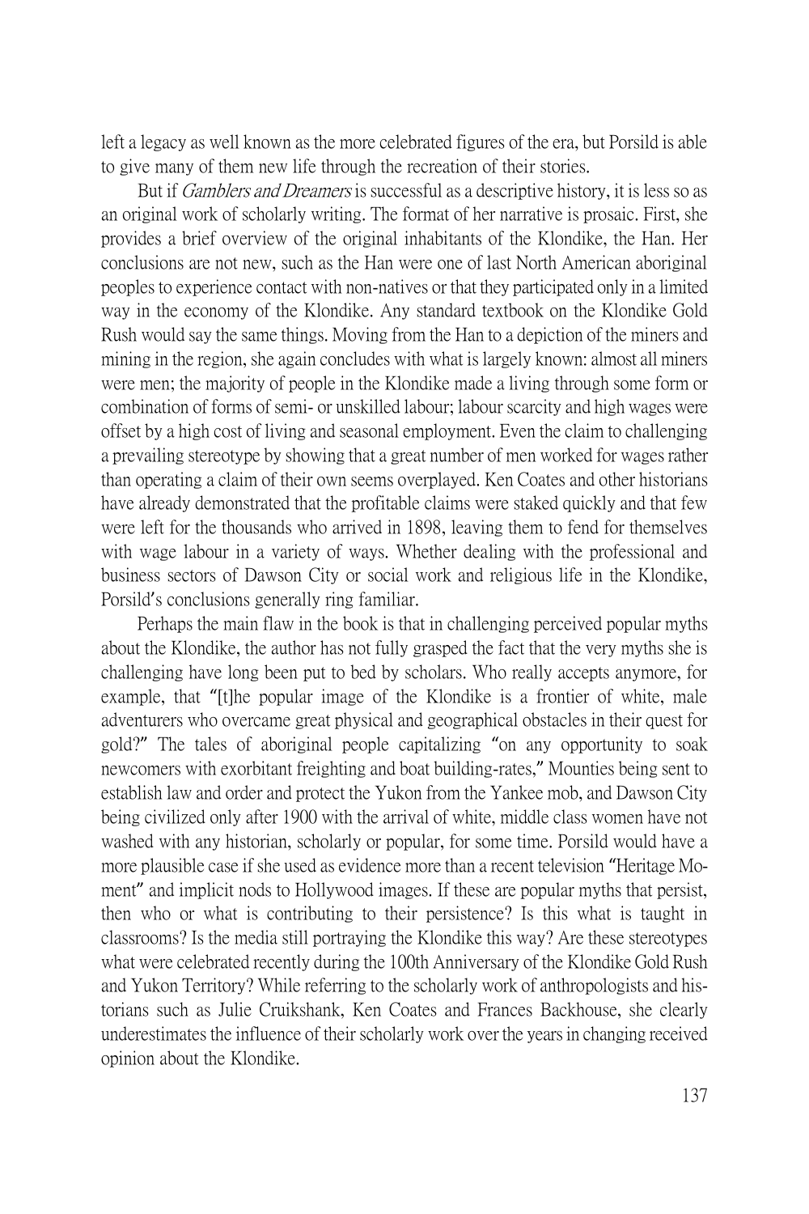left a legacy as well known as the more celebrated figures of the era, but Porsild is able to give many of them new life through the recreation of their stories.

But if *Gamblers and Dreamers* is successful as a descriptive history, it is less so as an original work of scholarly writing. The format of her narrative is prosaic. First, she provides a brief overview of the original inhabitants of the Klondike, the Han. Her conclusions are not new, such as the Han were one of last North American aboriginal peoples to experience contact with non-natives or that they participated only in a limited way in the economy of the Klondike. Any standard textbook on the Klondike Gold Rush would say the same things. Moving from the Han to a depiction of the miners and mining in the region, she again concludes with what is largely known: almost all miners were men; the majority of people in the Klondike made a living through some form or combination of forms of semi- or unskilled labour; labour scarcity and high wages were offset by a high cost of living and seasonal employment. Even the claim to challenging a prevailing stereotype by showing that a great number of men worked for wages rather than operating a claim of their own seems overplayed. Ken Coates and other historians have already demonstrated that the profitable claims were staked quickly and that few were left for the thousands who arrived in 1898, leaving them to fend for themselves with wage labour in a variety of ways. Whether dealing with the professional and business sectors of Dawson City or social work and religious life in the Klondike, Porsild's conclusions generally ring familiar.

Perhaps the main flaw in the book is that in challenging perceived popular myths about the Klondike, the author has not fully grasped the fact that the very myths she is challenging have long been put to bed by scholars. Who really accepts anymore, for example, that "[t]he popular image of the Klondike is a frontier of white, male adventurers who overcame great physical and geographical obstacles in their quest for gold?" The tales of aboriginal people capitalizing "on any opportunity to soak newcomers with exorbitant freighting and boat building-rates," Mounties being sent to establish law and order and protect the Yukon from the Yankee mob, and Dawson City being civilized only after 1900 with the arrival of white, middle class women have not washed with any historian, scholarly or popular, for some time. Porsild would have a more plausible case if she used as evidence more than a recent television "Heritage Moment" and implicit nods to Hollywood images. If these are popular myths that persist, then who or what is contributing to their persistence? Is this what is taught in classrooms? Is the media still portraying the Klondike this way? Are these stereotypes what were celebrated recently during the 100th Anniversary of the Klondike Gold Rush and Yukon Territory? While referring to the scholarly work of anthropologists and historians such as Julie Cruikshank, Ken Coates and Frances Backhouse, she clearly underestimates the influence of their scholarly work over the years in changing received opinion about the Klondike.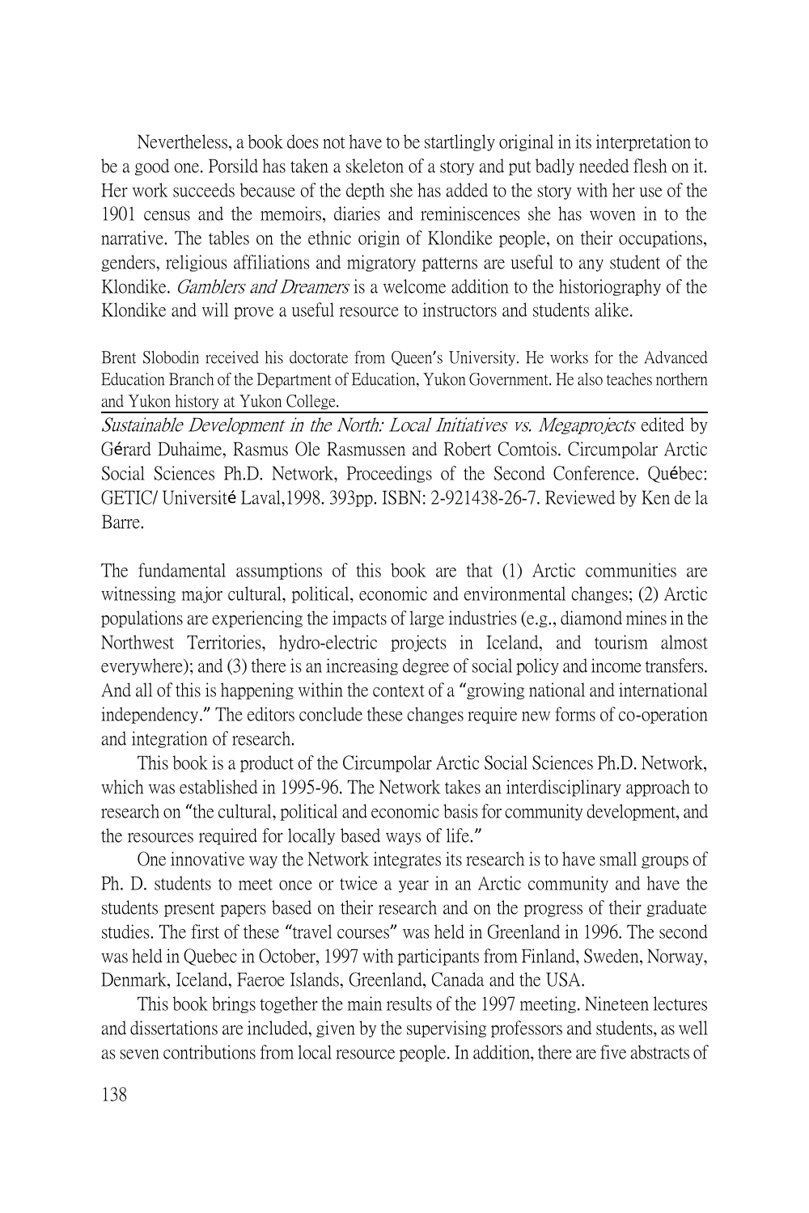Nevertheless, a book does not have to be startlingly original in its interpretation to be a good one. Porsild has taken a skeleton of a story and put badly needed flesh on it. Her work succeeds because of the depth she has added to the story with her use of the 1901 census and the memoirs, diaries and reminiscences she has woven in to the narrative. The tables on the ethnic origin of Klondike people, on their occupations, genders, religious affiliations and migratory patterns are useful to any student of the Klondike. *Gamblers and Dreamers* is a welcome addition to the historiography of the Klondike and will prove a useful resource to instructors and students alike.

Brent Slobodin received his doctorate from Queen's University. He works for the Advanced Education Branch of the Department of Education, Yukon Government. He also teaches northern and Yukon history at Yukon College.

---

*Sustainable Development in the North: Local Initiatives vs. Megaprojects* edited by Gérard Duhaime, Rasmus Ole Rasmussen and Robert Comtois. Circumpolar Arctic Social Sciences Ph.D. Network, Proceedings of the Second Conference. Québec: GETIC/ Université Laval,1998. 393pp. ISBN: 2-921438-26-7. Reviewed by Ken de la Barre.

The fundamental assumptions of this book are that (1) Arctic communities are witnessing major cultural, political, economic and environmental changes; (2) Arctic populations are experiencing the impacts of large industries (e.g., diamond mines in the Northwest Territories, hydro-electric projects in Iceland, and tourism almost everywhere); and (3) there is an increasing degree of social policy and income transfers. And all of this is happening within the context of a "growing national and international independency." The editors conclude these changes require new forms of co-operation and integration of research.

This book is a product of the Circumpolar Arctic Social Sciences Ph.D. Network, which was established in 1995-96. The Network takes an interdisciplinary approach to research on "the cultural, political and economic basis for community development, and the resources required for locally based ways of life."

One innovative way the Network integrates its research is to have small groups of Ph. D. students to meet once or twice a year in an Arctic community and have the students present papers based on their research and on the progress of their graduate studies. The first of these "travel courses" was held in Greenland in 1996. The second was held in Quebec in October, 1997 with participants from Finland, Sweden, Norway, Denmark, Iceland, Faeroe Islands, Greenland, Canada and the USA.

This book brings together the main results of the 1997 meeting. Nineteen lectures and dissertations are included, given by the supervising professors and students, as well as seven contributions from local resource people. In addition, there are five abstracts of